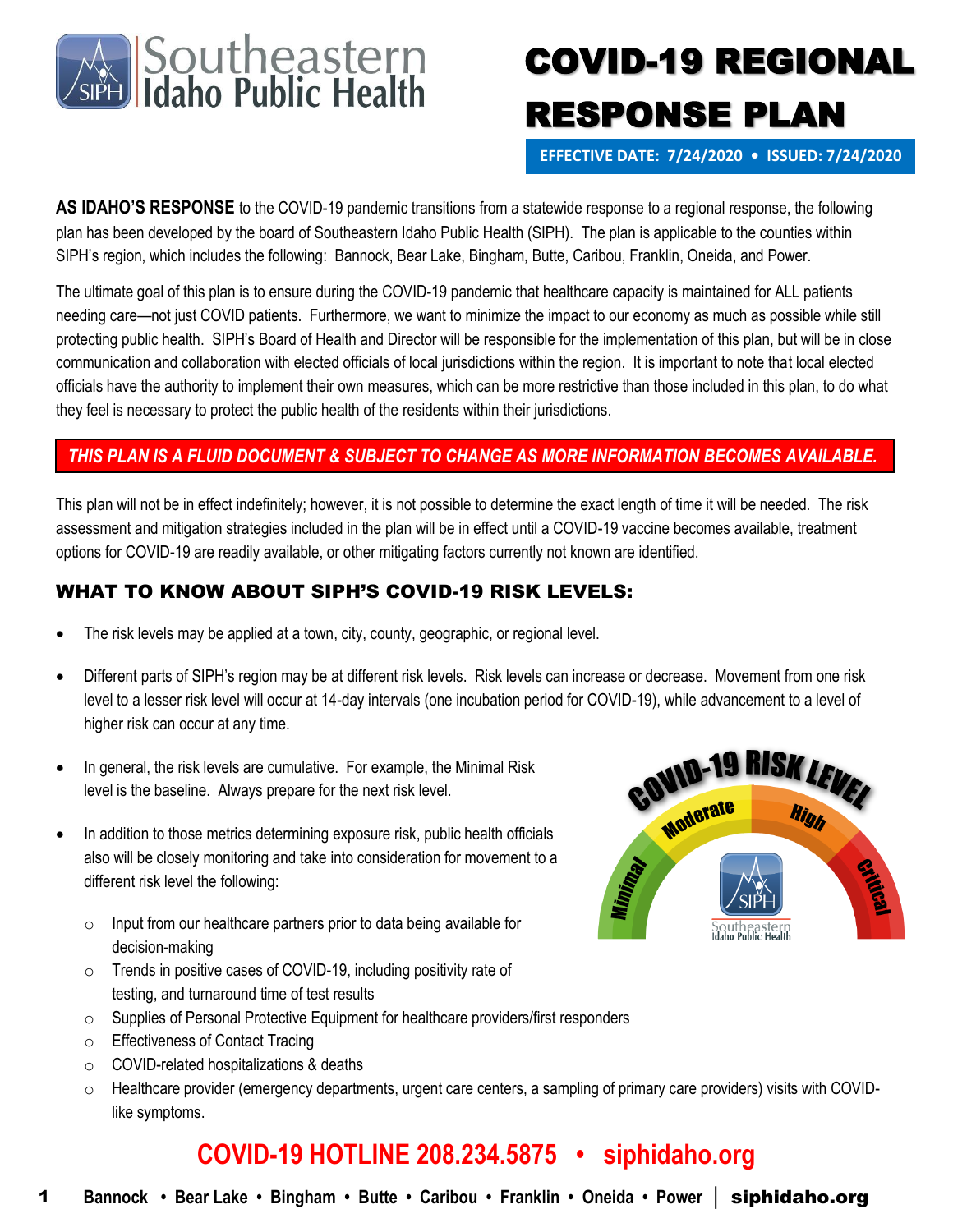# COVID-19 REGIONAL RESPONSE PLAN

**EFFECTIVE DATE: 7/24/2020 • ISSUED: 7/24/2020**

**AS IDAHO'S RESPONSE** to the COVID-19 pandemic transitions from a statewide response to a regional response, the following plan has been developed by the board of Southeastern Idaho Public Health (SIPH). The plan is applicable to the counties within SIPH's region, which includes the following: Bannock, Bear Lake, Bingham, Butte, Caribou, Franklin, Oneida, and Power.

The ultimate goal of this plan is to ensure during the COVID-19 pandemic that healthcare capacity is maintained for ALL patients needing care—not just COVID patients. Furthermore, we want to minimize the impact to our economy as much as possible while still protecting public health. SIPH's Board of Health and Director will be responsible for the implementation of this plan, but will be in close communication and collaboration with elected officials of local jurisdictions within the region. It is important to note that local elected officials have the authority to implement their own measures, which can be more restrictive than those included in this plan, to do what they feel is necessary to protect the public health of the residents within their jurisdictions.

***THIS PLAN IS A FLUID DOCUMENT & SUBJECT TO CHANGE AS MORE INFORMATION BECOMES AVAILABLE.***

This plan will not be in effect indefinitely; however, it is not possible to determine the exact length of time it will be needed. The risk assessment and mitigation strategies included in the plan will be in effect until a COVID-19 vaccine becomes available, treatment options for COVID-19 are readily available, or other mitigating factors currently not known are identified.

## WHAT TO KNOW ABOUT SIPH'S COVID-19 RISK LEVELS:

- The risk levels may be applied at a town, city, county, geographic, or regional level.
- Different parts of SIPH's region may be at different risk levels. Risk levels can increase or decrease. Movement from one risk level to a lesser risk level will occur at 14-day intervals (one incubation period for COVID-19), while advancement to a level of higher risk can occur at any time.
- In general, the risk levels are cumulative. For example, the Minimal Risk level is the baseline. Always prepare for the next risk level.
- In addition to those metrics determining exposure risk, public health officials also will be closely monitoring and take into consideration for movement to a different risk level the following:
  - Input from our healthcare partners prior to data being available for decision-making
  - Trends in positive cases of COVID-19, including positivity rate of testing, and turnaround time of test results
  - Supplies of Personal Protective Equipment for healthcare providers/first responders
  - Effectiveness of Contact Tracing
  - COVID-related hospitalizations & deaths
  - Healthcare provider (emergency departments, urgent care centers, a sampling of primary care providers) visits with COVID-like symptoms.

**COVID-19 HOTLINE 208.234.5875 • siphidaho.org**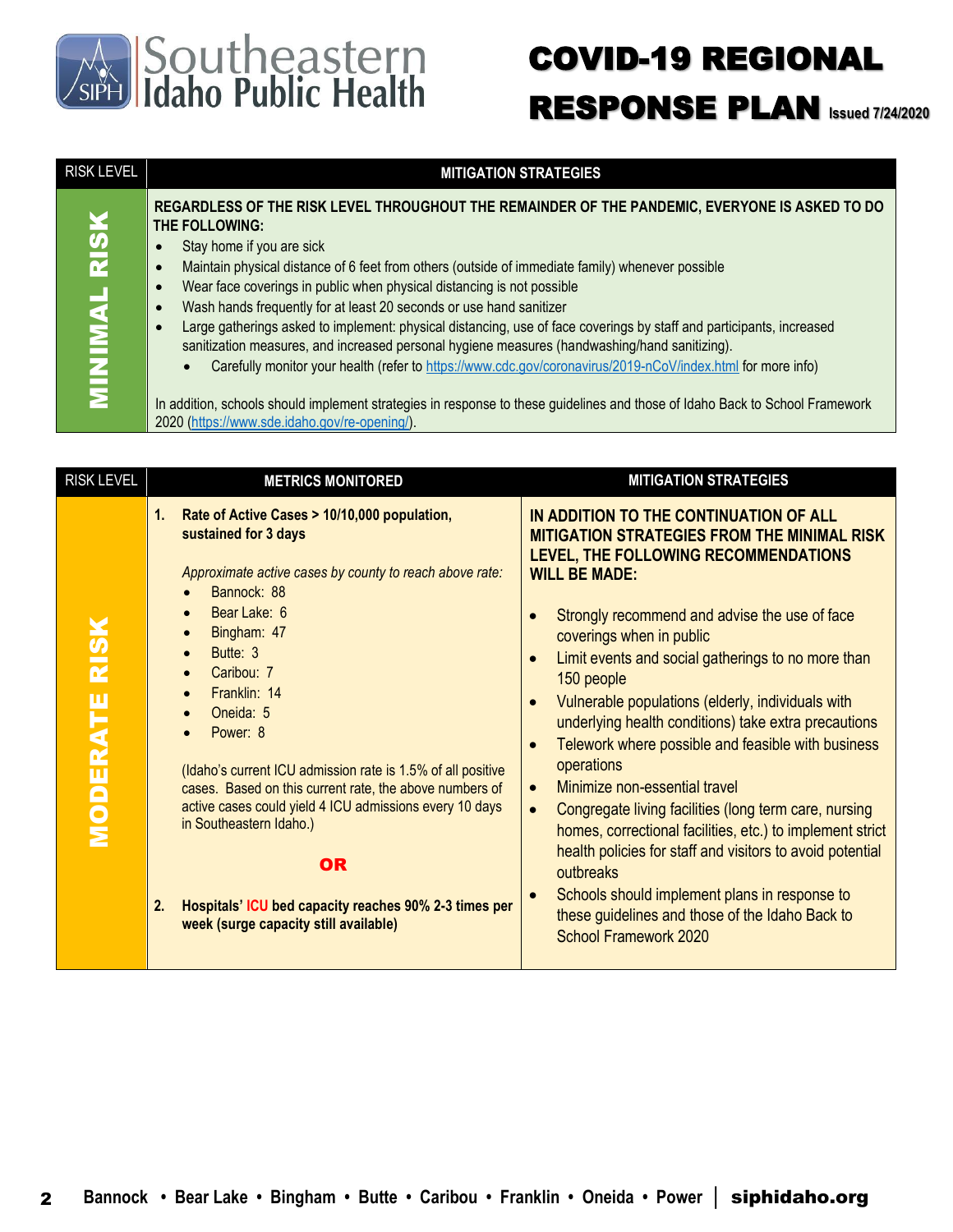# COVID-19 REGIONAL RESPONSE PLAN Issued 7/24/2020

| RISK LEVEL | MITIGATION STRATEGIES |
| --- | --- |
| MINIMAL RISK | **REGARDLESS OF THE RISK LEVEL THROUGHOUT THE REMAINDER OF THE PANDEMIC, EVERYONE IS ASKED TO DO THE FOLLOWING:**<br>• Stay home if you are sick<br>• Maintain physical distance of 6 feet from others (outside of immediate family) whenever possible<br>• Wear face coverings in public when physical distancing is not possible<br>• Wash hands frequently for at least 20 seconds or use hand sanitizer<br>• Large gatherings asked to implement: physical distancing, use of face coverings by staff and participants, increased sanitization measures, and increased personal hygiene measures (handwashing/hand sanitizing).<br>  • Carefully monitor your health (refer to https://www.cdc.gov/coronavirus/2019-nCoV/index.html for more info)<br><br>In addition, schools should implement strategies in response to these guidelines and those of Idaho Back to School Framework 2020 (https://www.sde.idaho.gov/re-opening/). |

| RISK LEVEL | METRICS MONITORED | MITIGATION STRATEGIES |
| --- | --- | --- |
| MODERATE RISK | **1. Rate of Active Cases > 10/10,000 population, sustained for 3 days**<br><br>*Approximate active cases by county to reach above rate:*<br>• Bannock: 88<br>• Bear Lake: 6<br>• Bingham: 47<br>• Butte: 3<br>• Caribou: 7<br>• Franklin: 14<br>• Oneida: 5<br>• Power: 8<br><br>(Idaho's current ICU admission rate is 1.5% of all positive cases. Based on this current rate, the above numbers of active cases could yield 4 ICU admissions every 10 days in Southeastern Idaho.)<br><br>**OR**<br><br>**2. Hospitals' ICU bed capacity reaches 90% 2-3 times per week (surge capacity still available)** | **IN ADDITION TO THE CONTINUATION OF ALL MITIGATION STRATEGIES FROM THE MINIMAL RISK LEVEL, THE FOLLOWING RECOMMENDATIONS WILL BE MADE:**<br><br>• Strongly recommend and advise the use of face coverings when in public<br>• Limit events and social gatherings to no more than 150 people<br>• Vulnerable populations (elderly, individuals with underlying health conditions) take extra precautions<br>• Telework where possible and feasible with business operations<br>• Minimize non-essential travel<br>• Congregate living facilities (long term care, nursing homes, correctional facilities, etc.) to implement strict health policies for staff and visitors to avoid potential outbreaks<br>• Schools should implement plans in response to these guidelines and those of the Idaho Back to School Framework 2020 |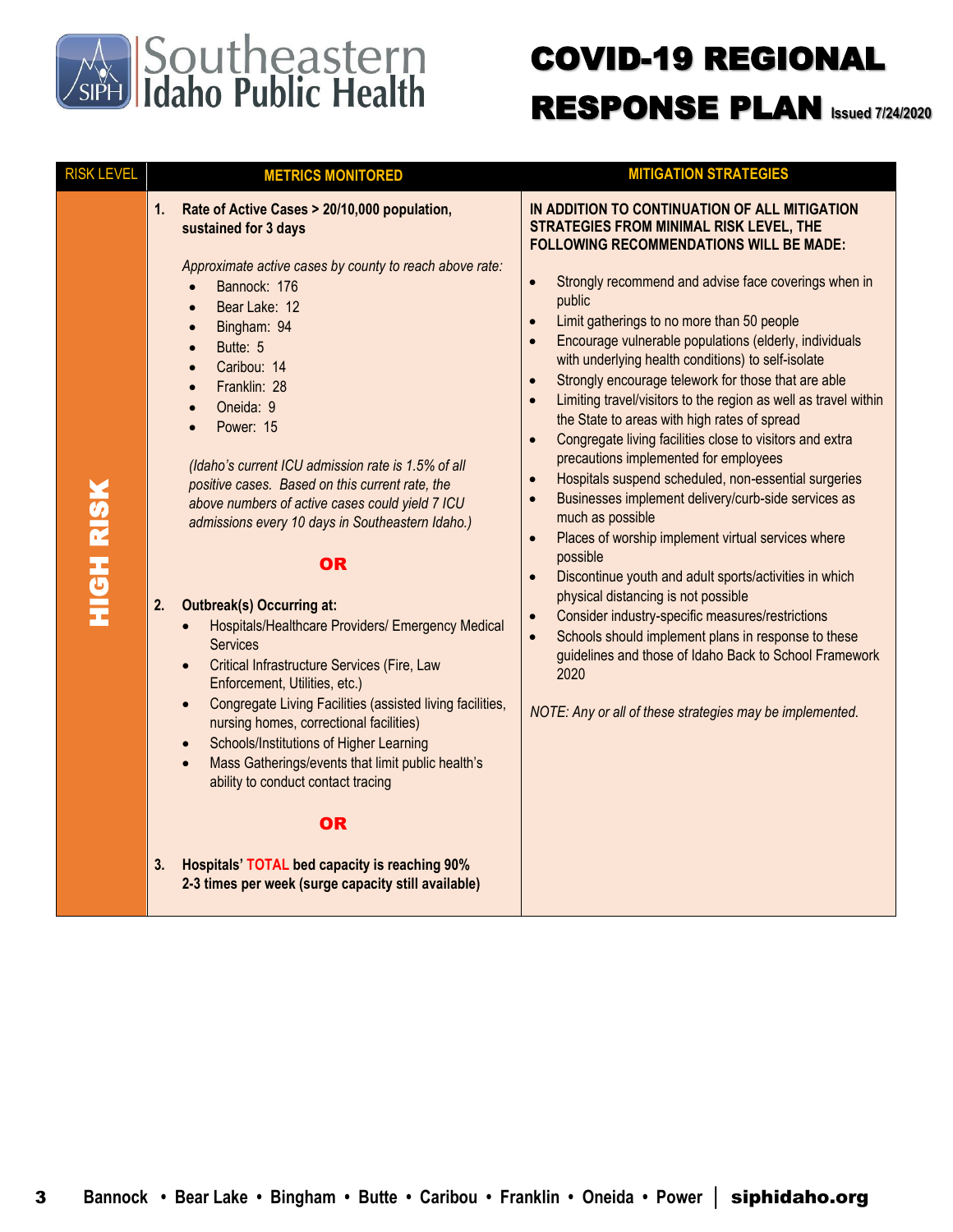# Southeastern Idaho Public Health

# COVID-19 REGIONAL RESPONSE PLAN

Issued 7/24/2020

| RISK LEVEL | METRICS MONITORED | MITIGATION STRATEGIES |
|---|---|---|
| **HIGH RISK** | **1. Rate of Active Cases > 20/10,000 population, sustained for 3 days**<br><br>*Approximate active cases by county to reach above rate:*<br>• Bannock: 176<br>• Bear Lake: 12<br>• Bingham: 94<br>• Butte: 5<br>• Caribou: 14<br>• Franklin: 28<br>• Oneida: 9<br>• Power: 15<br><br>*(Idaho's current ICU admission rate is 1.5% of all positive cases. Based on this current rate, the above numbers of active cases could yield 7 ICU admissions every 10 days in Southeastern Idaho.)*<br><br>**OR**<br><br>**2. Outbreak(s) Occurring at:**<br>• Hospitals/Healthcare Providers/ Emergency Medical Services<br>• Critical Infrastructure Services (Fire, Law Enforcement, Utilities, etc.)<br>• Congregate Living Facilities (assisted living facilities, nursing homes, correctional facilities)<br>• Schools/Institutions of Higher Learning<br>• Mass Gatherings/events that limit public health's ability to conduct contact tracing<br><br>**OR**<br><br>**3. Hospitals' TOTAL bed capacity is reaching 90% 2-3 times per week (surge capacity still available)** | **IN ADDITION TO CONTINUATION OF ALL MITIGATION STRATEGIES FROM MINIMAL RISK LEVEL, THE FOLLOWING RECOMMENDATIONS WILL BE MADE:**<br><br>• Strongly recommend and advise face coverings when in public<br>• Limit gatherings to no more than 50 people<br>• Encourage vulnerable populations (elderly, individuals with underlying health conditions) to self-isolate<br>• Strongly encourage telework for those that are able<br>• Limiting travel/visitors to the region as well as travel within the State to areas with high rates of spread<br>• Congregate living facilities close to visitors and extra precautions implemented for employees<br>• Hospitals suspend scheduled, non-essential surgeries<br>• Businesses implement delivery/curb-side services as much as possible<br>• Places of worship implement virtual services where possible<br>• Discontinue youth and adult sports/activities in which physical distancing is not possible<br>• Consider industry-specific measures/restrictions<br>• Schools should implement plans in response to these guidelines and those of Idaho Back to School Framework 2020<br><br>*NOTE: Any or all of these strategies may be implemented.* |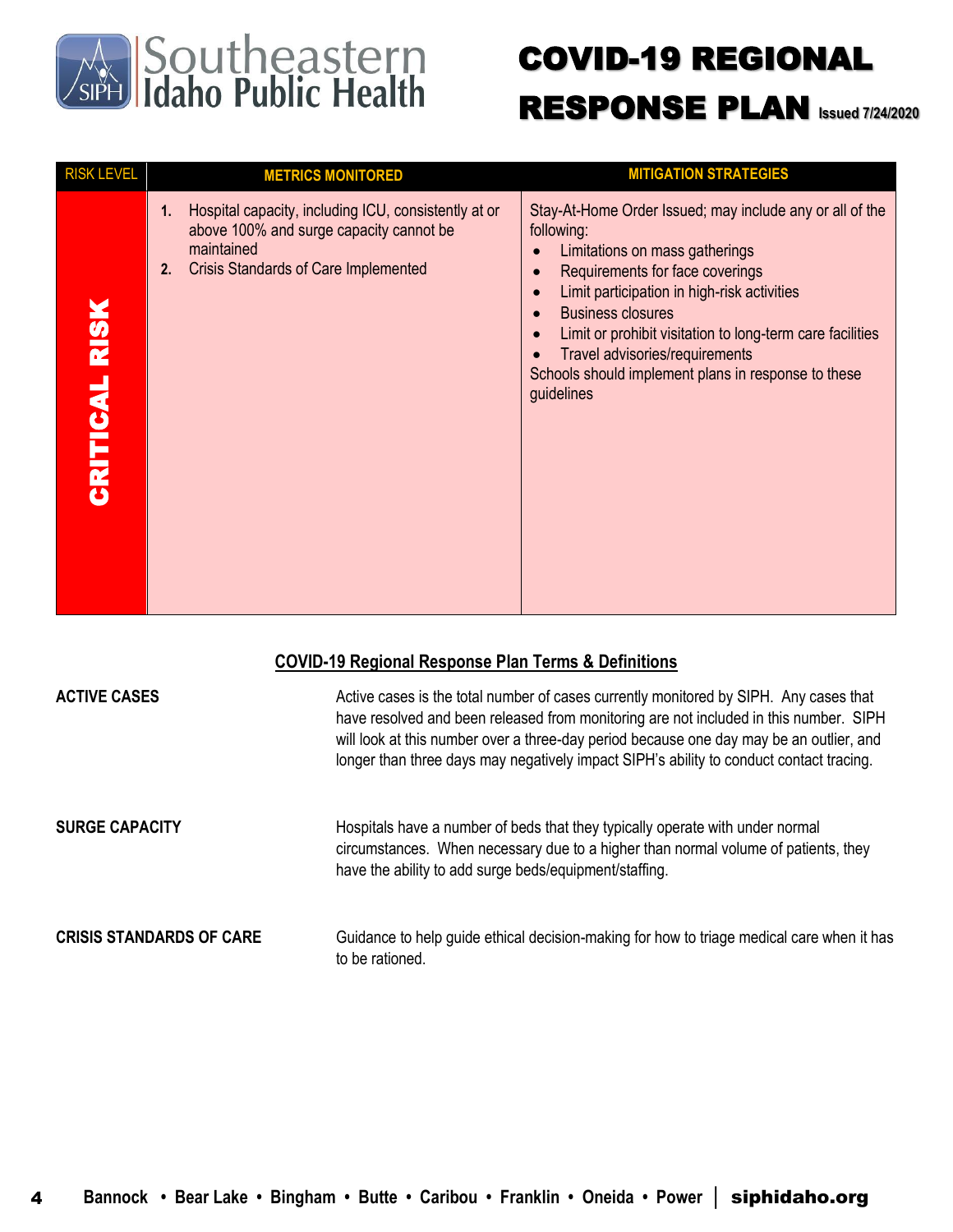# COVID-19 REGIONAL RESPONSE PLAN

Issued 7/24/2020

| RISK LEVEL | METRICS MONITORED | MITIGATION STRATEGIES |
|---|---|---|
| **CRITICAL RISK** | 1. Hospital capacity, including ICU, consistently at or above 100% and surge capacity cannot be maintained<br>2. Crisis Standards of Care Implemented | Stay-At-Home Order Issued; may include any or all of the following:<br>• Limitations on mass gatherings<br>• Requirements for face coverings<br>• Limit participation in high-risk activities<br>• Business closures<br>• Limit or prohibit visitation to long-term care facilities<br>• Travel advisories/requirements<br>Schools should implement plans in response to these guidelines |

## COVID-19 Regional Response Plan Terms & Definitions

**ACTIVE CASES**

Active cases is the total number of cases currently monitored by SIPH. Any cases that have resolved and been released from monitoring are not included in this number. SIPH will look at this number over a three-day period because one day may be an outlier, and longer than three days may negatively impact SIPH's ability to conduct contact tracing.

**SURGE CAPACITY**

Hospitals have a number of beds that they typically operate with under normal circumstances. When necessary due to a higher than normal volume of patients, they have the ability to add surge beds/equipment/staffing.

**CRISIS STANDARDS OF CARE**

Guidance to help guide ethical decision-making for how to triage medical care when it has to be rationed.